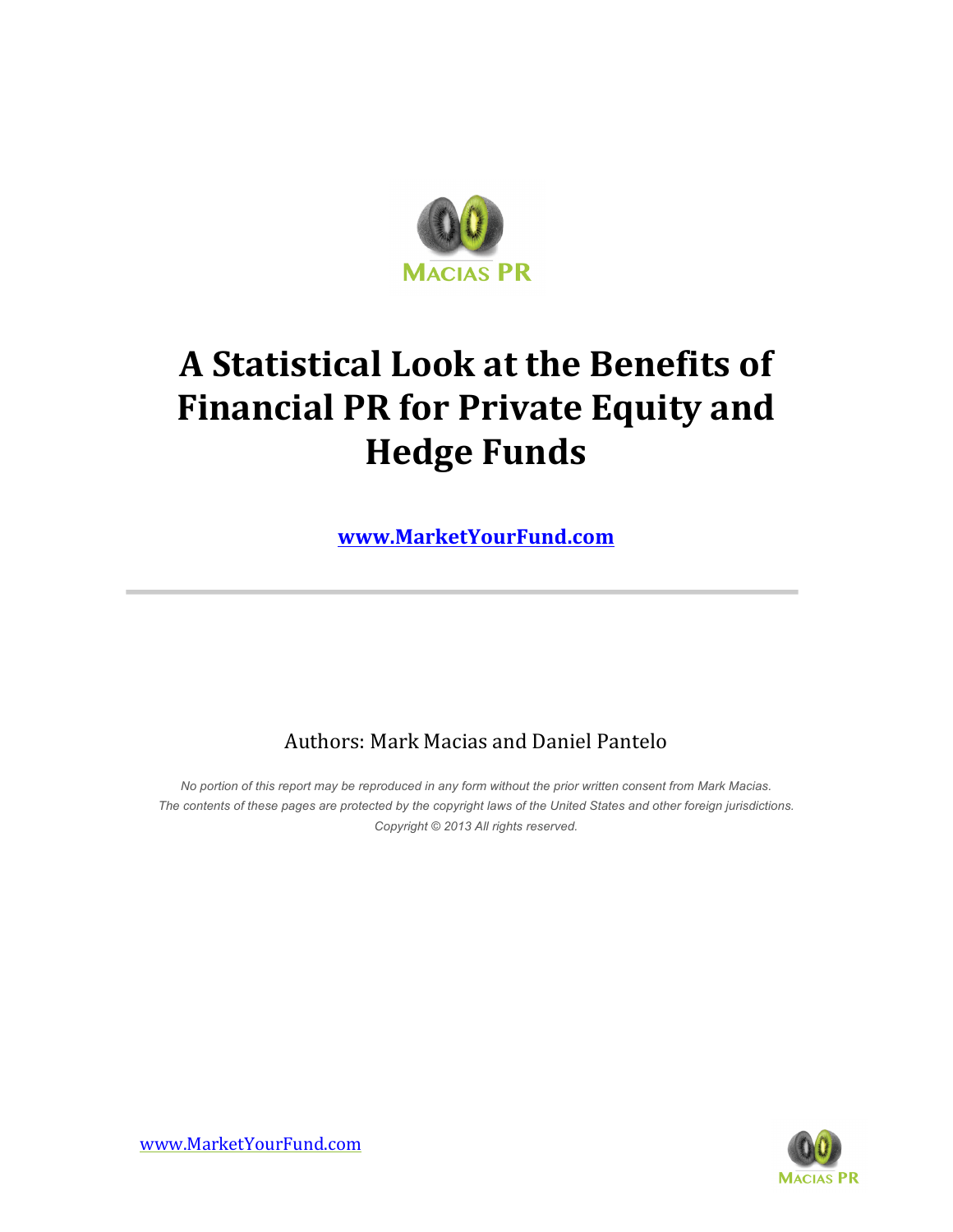# A Statistical Look at the Benefits of Financial PR for Private Equity and Hedge Funds

**www.MarketYourFund.com**

---

Authors: Mark Macias and Daniel Pantelo

*No portion of this report may be reproduced in any form without the prior written consent from Mark Macias. The contents of these pages are protected by the copyright laws of the United States and other foreign jurisdictions. Copyright © 2013 All rights reserved.*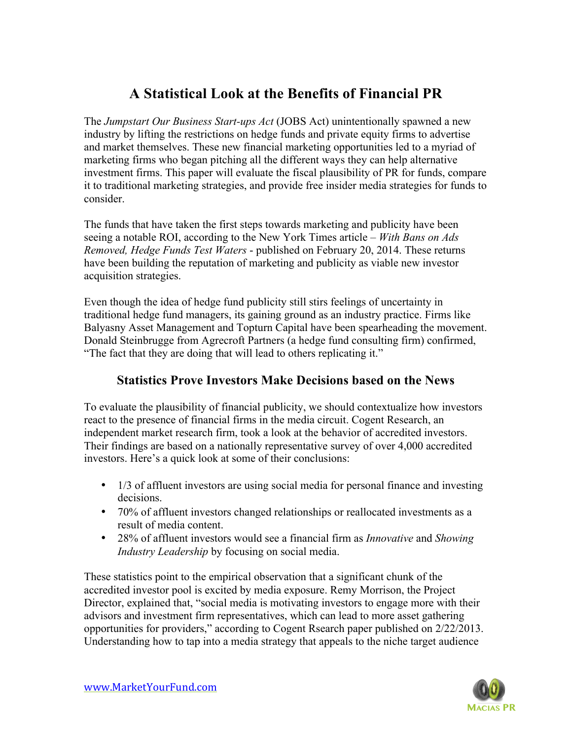# A Statistical Look at the Benefits of Financial PR

The *Jumpstart Our Business Start-ups Act* (JOBS Act) unintentionally spawned a new industry by lifting the restrictions on hedge funds and private equity firms to advertise and market themselves. These new financial marketing opportunities led to a myriad of marketing firms who began pitching all the different ways they can help alternative investment firms. This paper will evaluate the fiscal plausibility of PR for funds, compare it to traditional marketing strategies, and provide free insider media strategies for funds to consider.

The funds that have taken the first steps towards marketing and publicity have been seeing a notable ROI, according to the New York Times article – *With Bans on Ads Removed, Hedge Funds Test Waters* - published on February 20, 2014. These returns have been building the reputation of marketing and publicity as viable new investor acquisition strategies.

Even though the idea of hedge fund publicity still stirs feelings of uncertainty in traditional hedge fund managers, its gaining ground as an industry practice. Firms like Balyasny Asset Management and Topturn Capital have been spearheading the movement. Donald Steinbrugge from Agrecroft Partners (a hedge fund consulting firm) confirmed, "The fact that they are doing that will lead to others replicating it."

## Statistics Prove Investors Make Decisions based on the News

To evaluate the plausibility of financial publicity, we should contextualize how investors react to the presence of financial firms in the media circuit. Cogent Research, an independent market research firm, took a look at the behavior of accredited investors. Their findings are based on a nationally representative survey of over 4,000 accredited investors. Here's a quick look at some of their conclusions:

- 1/3 of affluent investors are using social media for personal finance and investing decisions.
- 70% of affluent investors changed relationships or reallocated investments as a result of media content.
- 28% of affluent investors would see a financial firm as *Innovative* and *Showing Industry Leadership* by focusing on social media.

These statistics point to the empirical observation that a significant chunk of the accredited investor pool is excited by media exposure. Remy Morrison, the Project Director, explained that, "social media is motivating investors to engage more with their advisors and investment firm representatives, which can lead to more asset gathering opportunities for providers," according to Cogent Rsearch paper published on 2/22/2013. Understanding how to tap into a media strategy that appeals to the niche target audience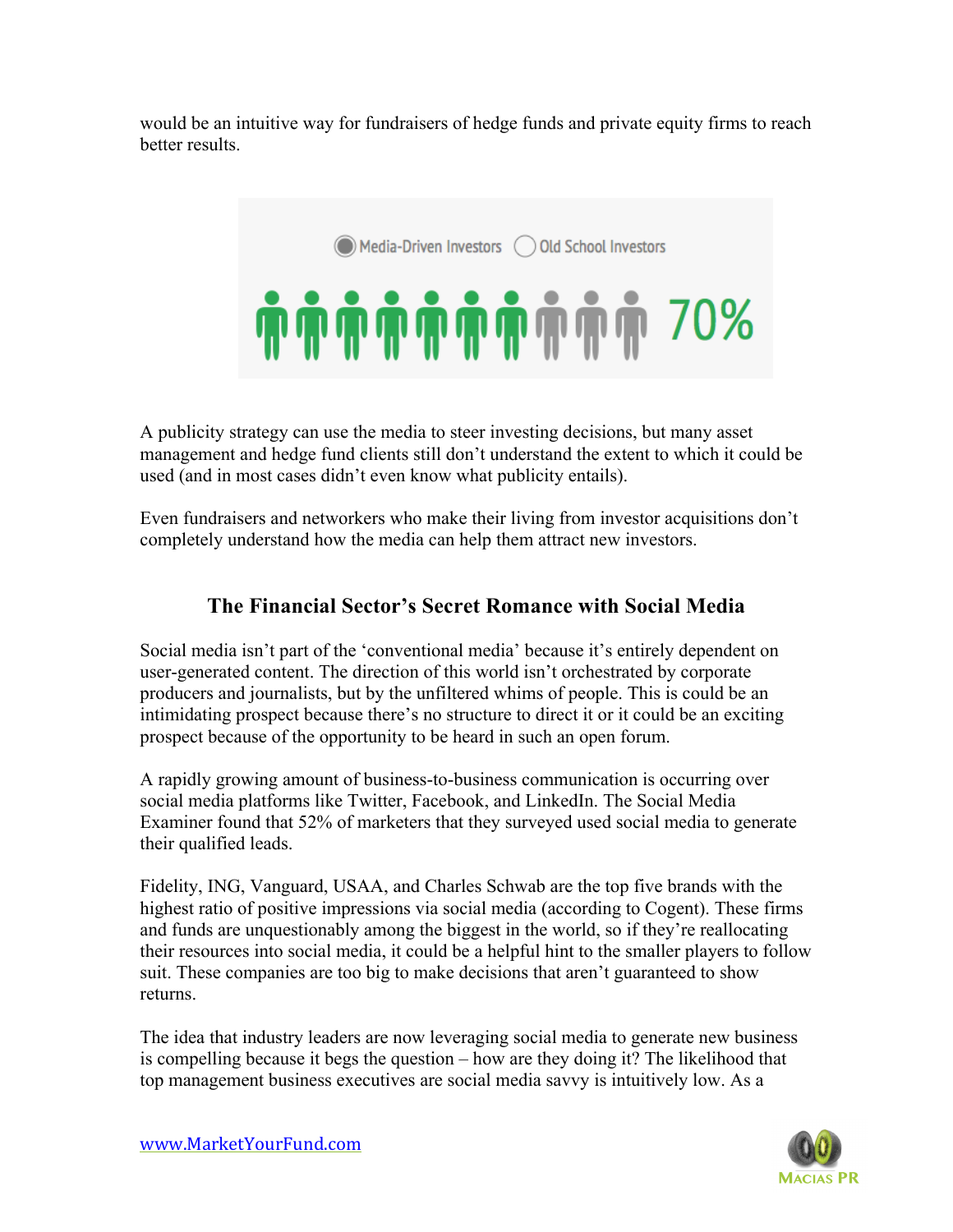would be an intuitive way for fundraisers of hedge funds and private equity firms to reach better results.

Media-Driven Investors Old School Investors

70%

A publicity strategy can use the media to steer investing decisions, but many asset management and hedge fund clients still don't understand the extent to which it could be used (and in most cases didn't even know what publicity entails).

Even fundraisers and networkers who make their living from investor acquisitions don't completely understand how the media can help them attract new investors.

## The Financial Sector's Secret Romance with Social Media

Social media isn't part of the 'conventional media' because it's entirely dependent on user-generated content. The direction of this world isn't orchestrated by corporate producers and journalists, but by the unfiltered whims of people. This is could be an intimidating prospect because there's no structure to direct it or it could be an exciting prospect because of the opportunity to be heard in such an open forum.

A rapidly growing amount of business-to-business communication is occurring over social media platforms like Twitter, Facebook, and LinkedIn. The Social Media Examiner found that 52% of marketers that they surveyed used social media to generate their qualified leads.

Fidelity, ING, Vanguard, USAA, and Charles Schwab are the top five brands with the highest ratio of positive impressions via social media (according to Cogent). These firms and funds are unquestionably among the biggest in the world, so if they're reallocating their resources into social media, it could be a helpful hint to the smaller players to follow suit. These companies are too big to make decisions that aren't guaranteed to show returns.

The idea that industry leaders are now leveraging social media to generate new business is compelling because it begs the question – how are they doing it? The likelihood that top management business executives are social media savvy is intuitively low. As a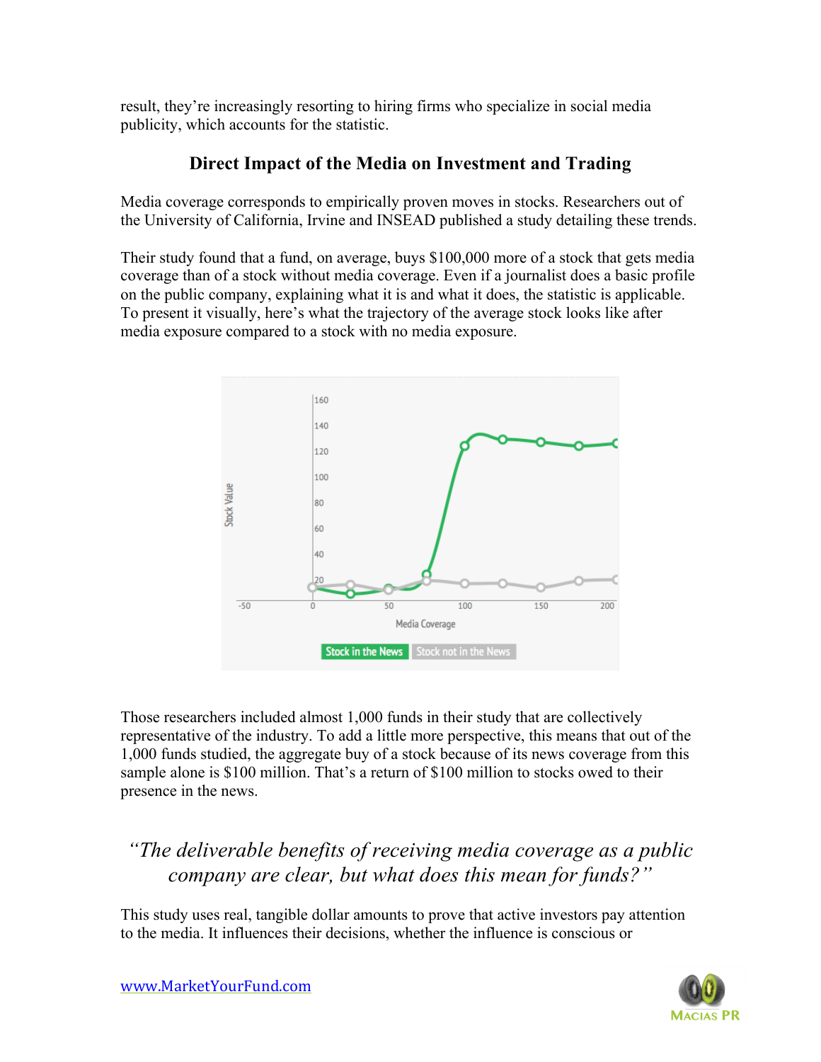result, they're increasingly resorting to hiring firms who specialize in social media publicity, which accounts for the statistic.

## Direct Impact of the Media on Investment and Trading

Media coverage corresponds to empirically proven moves in stocks. Researchers out of the University of California, Irvine and INSEAD published a study detailing these trends.

Their study found that a fund, on average, buys $100,000 more of a stock that gets media coverage than of a stock without media coverage. Even if a journalist does a basic profile on the public company, explaining what it is and what it does, the statistic is applicable. To present it visually, here's what the trajectory of the average stock looks like after media exposure compared to a stock with no media exposure.

Those researchers included almost 1,000 funds in their study that are collectively representative of the industry. To add a little more perspective, this means that out of the 1,000 funds studied, the aggregate buy of a stock because of its news coverage from this sample alone is $100 million. That's a return of $100 million to stocks owed to their presence in the news.

> *"The deliverable benefits of receiving media coverage as a public company are clear, but what does this mean for funds?"*

This study uses real, tangible dollar amounts to prove that active investors pay attention to the media. It influences their decisions, whether the influence is conscious or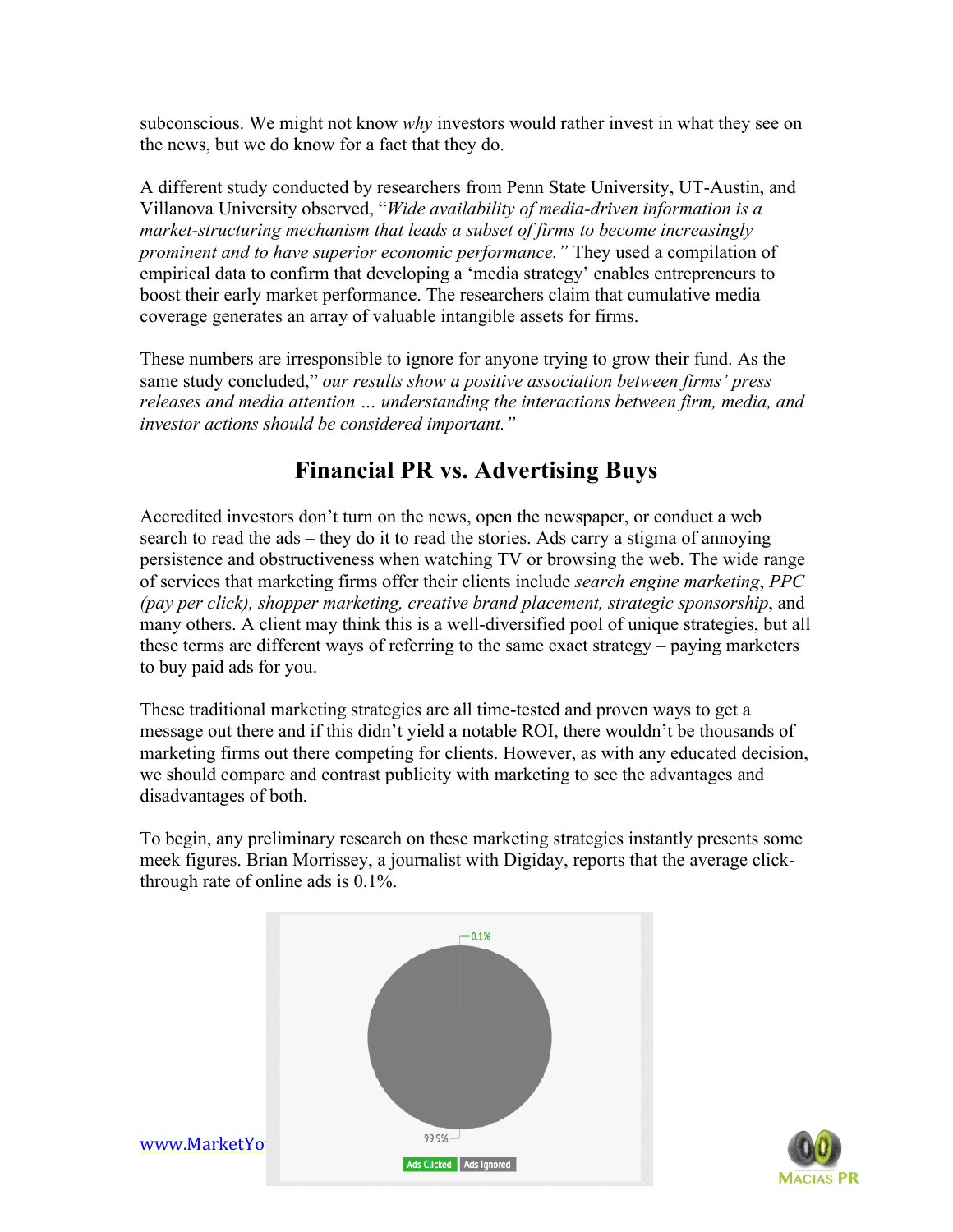subconscious. We might not know *why* investors would rather invest in what they see on the news, but we do know for a fact that they do.

A different study conducted by researchers from Penn State University, UT-Austin, and Villanova University observed, "*Wide availability of media-driven information is a market-structuring mechanism that leads a subset of firms to become increasingly prominent and to have superior economic performance.*" They used a compilation of empirical data to confirm that developing a 'media strategy' enables entrepreneurs to boost their early market performance. The researchers claim that cumulative media coverage generates an array of valuable intangible assets for firms.

These numbers are irresponsible to ignore for anyone trying to grow their fund. As the same study concluded," *our results show a positive association between firms' press releases and media attention … understanding the interactions between firm, media, and investor actions should be considered important.*"

## Financial PR vs. Advertising Buys

Accredited investors don't turn on the news, open the newspaper, or conduct a web search to read the ads – they do it to read the stories. Ads carry a stigma of annoying persistence and obstructiveness when watching TV or browsing the web. The wide range of services that marketing firms offer their clients include *search engine marketing*, *PPC (pay per click), shopper marketing, creative brand placement, strategic sponsorship*, and many others. A client may think this is a well-diversified pool of unique strategies, but all these terms are different ways of referring to the same exact strategy – paying marketers to buy paid ads for you.

These traditional marketing strategies are all time-tested and proven ways to get a message out there and if this didn't yield a notable ROI, there wouldn't be thousands of marketing firms out there competing for clients. However, as with any educated decision, we should compare and contrast publicity with marketing to see the advantages and disadvantages of both.

To begin, any preliminary research on these marketing strategies instantly presents some meek figures. Brian Morrissey, a journalist with Digiday, reports that the average click-through rate of online ads is 0.1%.

0.1%

99.9%

Ads Clicked | Ads Ignored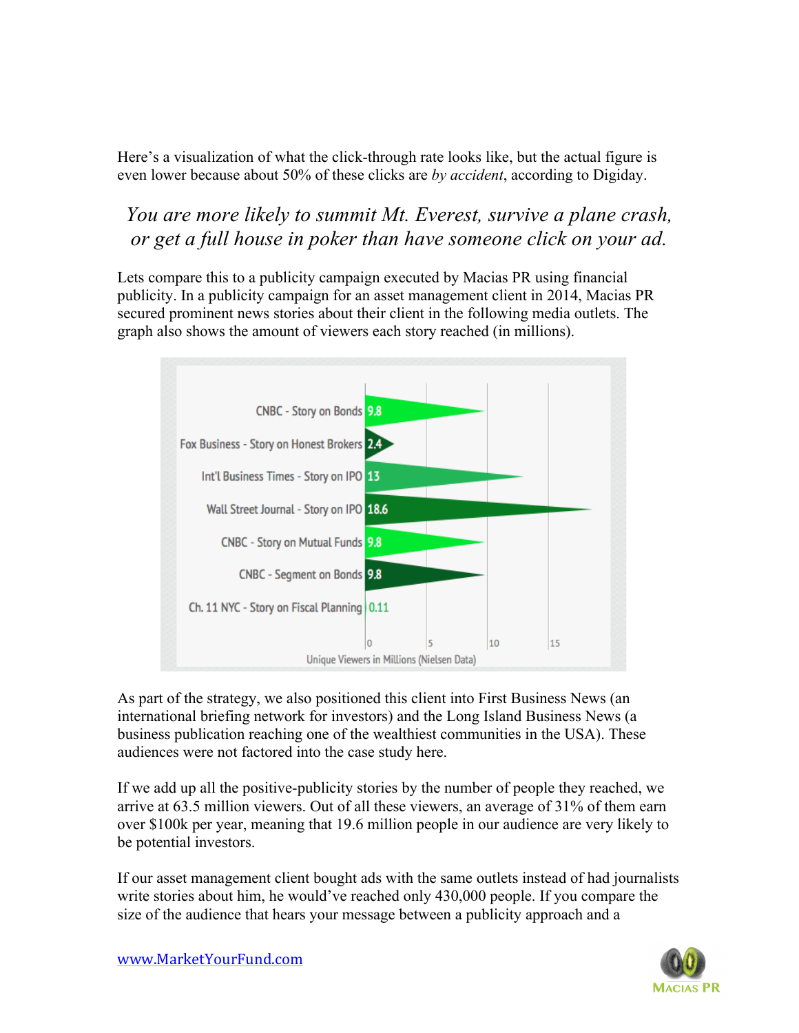Here's a visualization of what the click-through rate looks like, but the actual figure is even lower because about 50% of these clicks are *by accident*, according to Digiday.

> *You are more likely to summit Mt. Everest, survive a plane crash, or get a full house in poker than have someone click on your ad.*

Lets compare this to a publicity campaign executed by Macias PR using financial publicity. In a publicity campaign for an asset management client in 2014, Macias PR secured prominent news stories about their client in the following media outlets. The graph also shows the amount of viewers each story reached (in millions).

| Media Outlet / Story | Unique Viewers in Millions (Nielsen Data) |
| --- | --- |
| CNBC - Story on Bonds | 9.8 |
| Fox Business - Story on Honest Brokers | 2.4 |
| Int'l Business Times - Story on IPO | 13 |
| Wall Street Journal - Story on IPO | 18.6 |
| CNBC - Story on Mutual Funds | 9.8 |
| CNBC - Segment on Bonds | 9.8 |
| Ch. 11 NYC - Story on Fiscal Planning | 0.11 |

As part of the strategy, we also positioned this client into First Business News (an international briefing network for investors) and the Long Island Business News (a business publication reaching one of the wealthiest communities in the USA). These audiences were not factored into the case study here.

If we add up all the positive-publicity stories by the number of people they reached, we arrive at 63.5 million viewers. Out of all these viewers, an average of 31% of them earn over $100k per year, meaning that 19.6 million people in our audience are very likely to be potential investors.

If our asset management client bought ads with the same outlets instead of had journalists write stories about him, he would've reached only 430,000 people. If you compare the size of the audience that hears your message between a publicity approach and a

www.MarketYourFund.com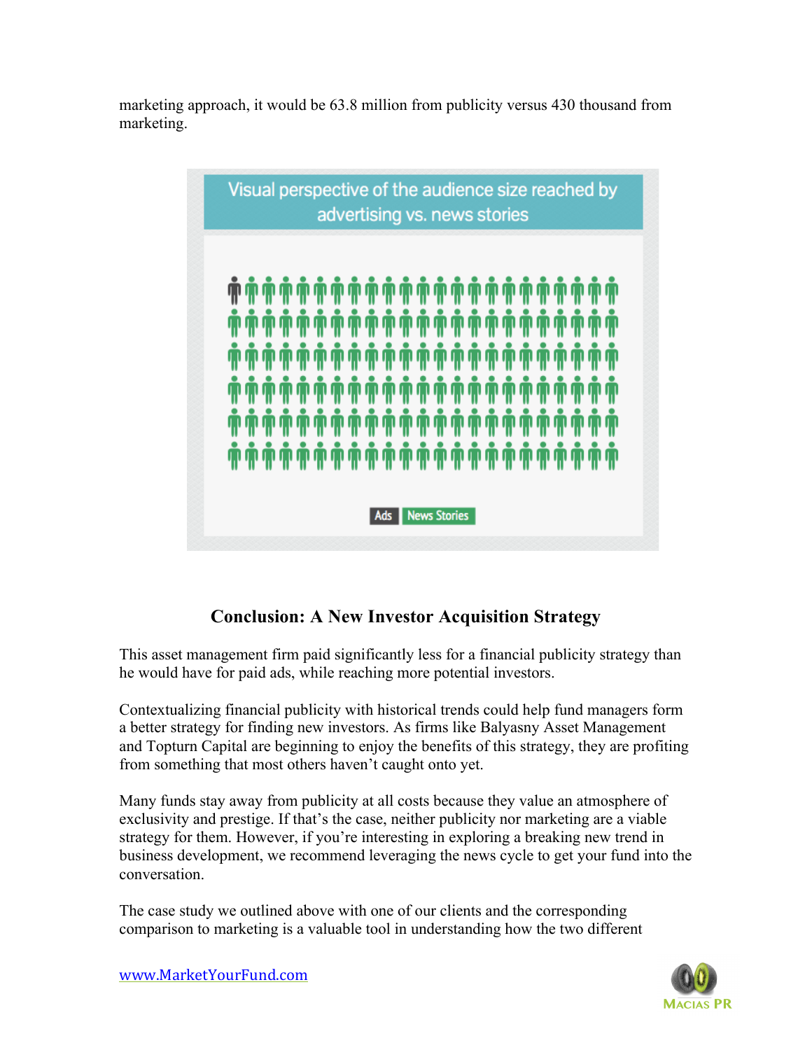marketing approach, it would be 63.8 million from publicity versus 430 thousand from marketing.

Visual perspective of the audience size reached by advertising vs. news stories

Ads News Stories

## Conclusion: A New Investor Acquisition Strategy

This asset management firm paid significantly less for a financial publicity strategy than he would have for paid ads, while reaching more potential investors.

Contextualizing financial publicity with historical trends could help fund managers form a better strategy for finding new investors. As firms like Balyasny Asset Management and Topturn Capital are beginning to enjoy the benefits of this strategy, they are profiting from something that most others haven't caught onto yet.

Many funds stay away from publicity at all costs because they value an atmosphere of exclusivity and prestige. If that's the case, neither publicity nor marketing are a viable strategy for them. However, if you're interesting in exploring a breaking new trend in business development, we recommend leveraging the news cycle to get your fund into the conversation.

The case study we outlined above with one of our clients and the corresponding comparison to marketing is a valuable tool in understanding how the two different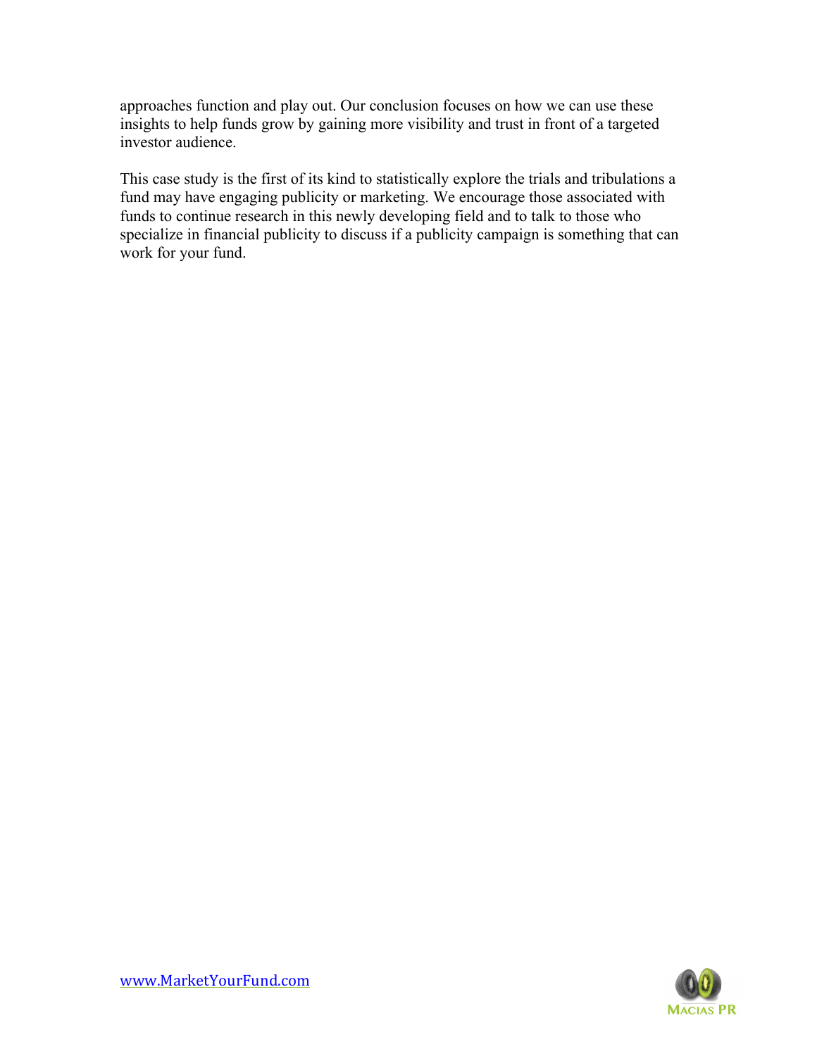approaches function and play out. Our conclusion focuses on how we can use these insights to help funds grow by gaining more visibility and trust in front of a targeted investor audience.

This case study is the first of its kind to statistically explore the trials and tribulations a fund may have engaging publicity or marketing. We encourage those associated with funds to continue research in this newly developing field and to talk to those who specialize in financial publicity to discuss if a publicity campaign is something that can work for your fund.